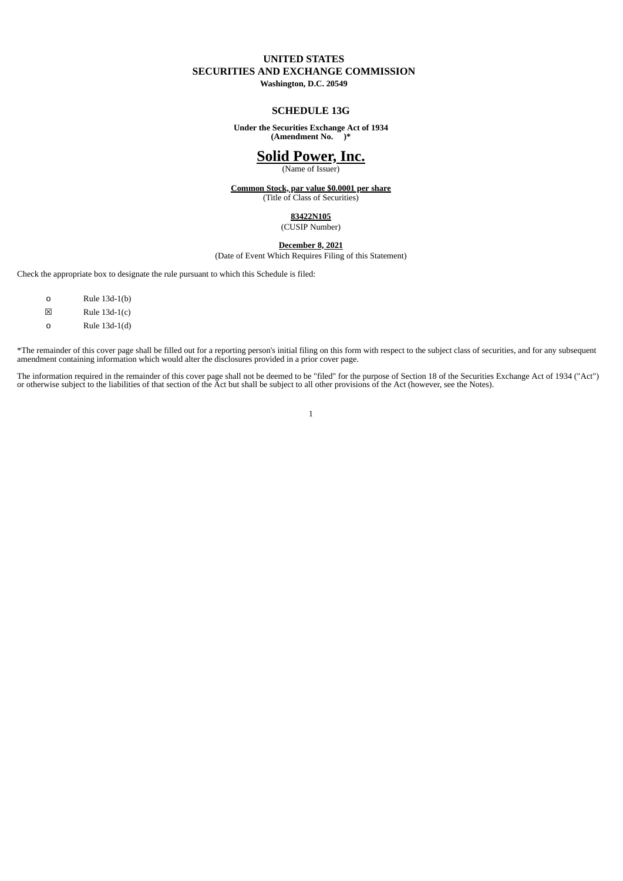**UNITED STATES**
**SECURITIES AND EXCHANGE COMMISSION**
**Washington, D.C. 20549**

# SCHEDULE 13G

**Under the Securities Exchange Act of 1934**
**(Amendment No.    )***

## Solid Power, Inc.

(Name of Issuer)

**Common Stock, par value $0.0001 per share**
(Title of Class of Securities)

**83422N105**
(CUSIP Number)

**December 8, 2021**
(Date of Event Which Requires Filing of this Statement)

Check the appropriate box to designate the rule pursuant to which this Schedule is filed:

o Rule 13d-1(b)

☒ Rule 13d-1(c)

o Rule 13d-1(d)

*The remainder of this cover page shall be filled out for a reporting person's initial filing on this form with respect to the subject class of securities, and for any subsequent amendment containing information which would alter the disclosures provided in a prior cover page.

The information required in the remainder of this cover page shall not be deemed to be "filed" for the purpose of Section 18 of the Securities Exchange Act of 1934 ("Act") or otherwise subject to the liabilities of that section of the Act but shall be subject to all other provisions of the Act (however, see the Notes).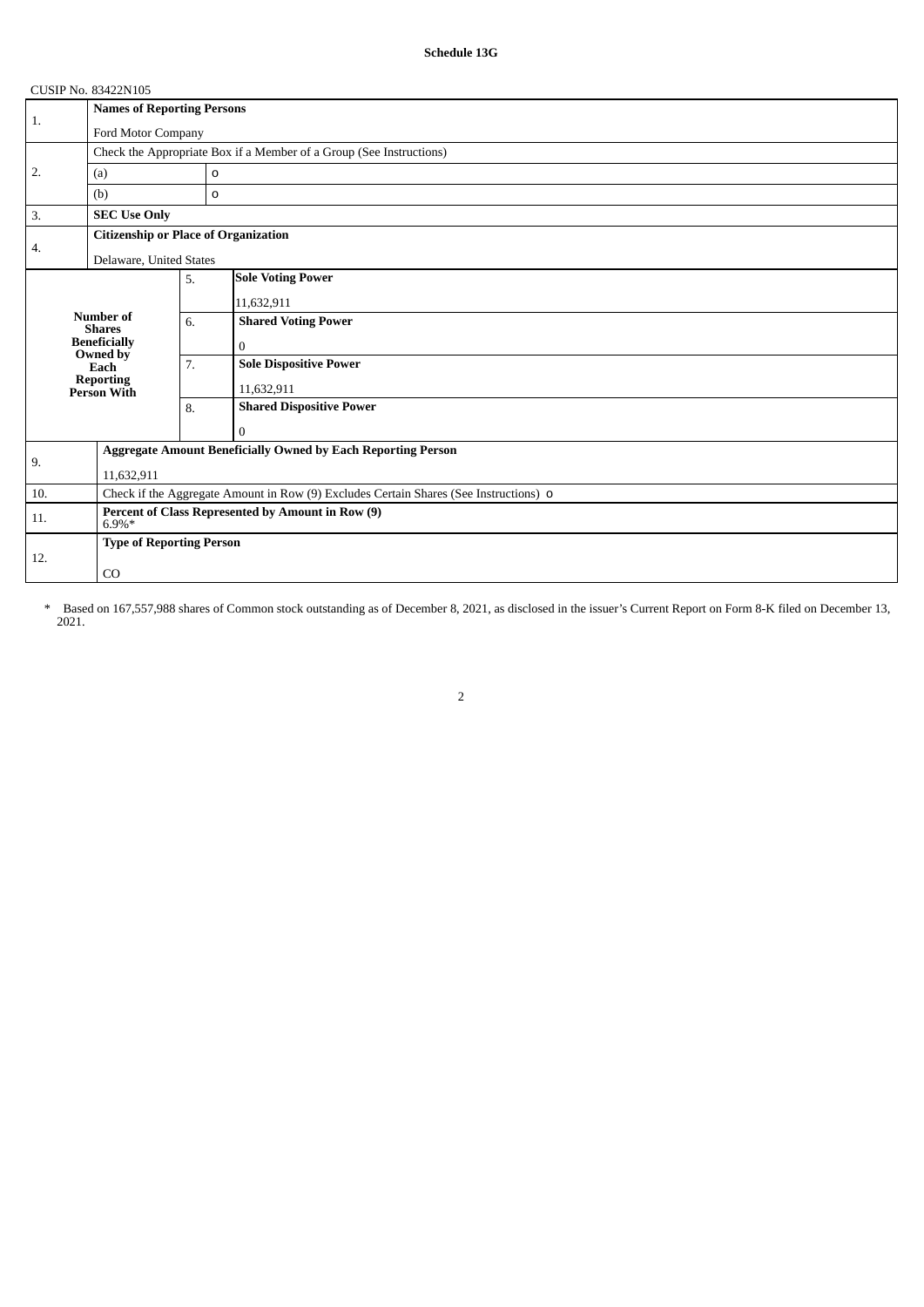**Schedule 13G**

CUSIP No. 83422N105

| | | | |
|---|---|---|---|
| 1. | **Names of Reporting Persons**<br><br>Ford Motor Company | | |
| 2. | Check the Appropriate Box if a Member of a Group (See Instructions)<br>(a) o<br>(b) o | | |
| 3. | **SEC Use Only** | | |
| 4. | **Citizenship or Place of Organization**<br><br>Delaware, United States | | |
| **Number of Shares Beneficially Owned by Each Reporting Person With** | 5. | **Sole Voting Power**<br><br>11,632,911 | |
| | 6. | **Shared Voting Power**<br><br>0 | |
| | 7. | **Sole Dispositive Power**<br><br>11,632,911 | |
| | 8. | **Shared Dispositive Power**<br><br>0 | |
| 9. | **Aggregate Amount Beneficially Owned by Each Reporting Person**<br><br>11,632,911 | | |
| 10. | Check if the Aggregate Amount in Row (9) Excludes Certain Shares (See Instructions) o | | |
| 11. | **Percent of Class Represented by Amount in Row (9)**<br>6.9%* | | |
| 12. | **Type of Reporting Person**<br><br>CO | | |

\* Based on 167,557,988 shares of Common stock outstanding as of December 8, 2021, as disclosed in the issuer's Current Report on Form 8-K filed on December 13, 2021.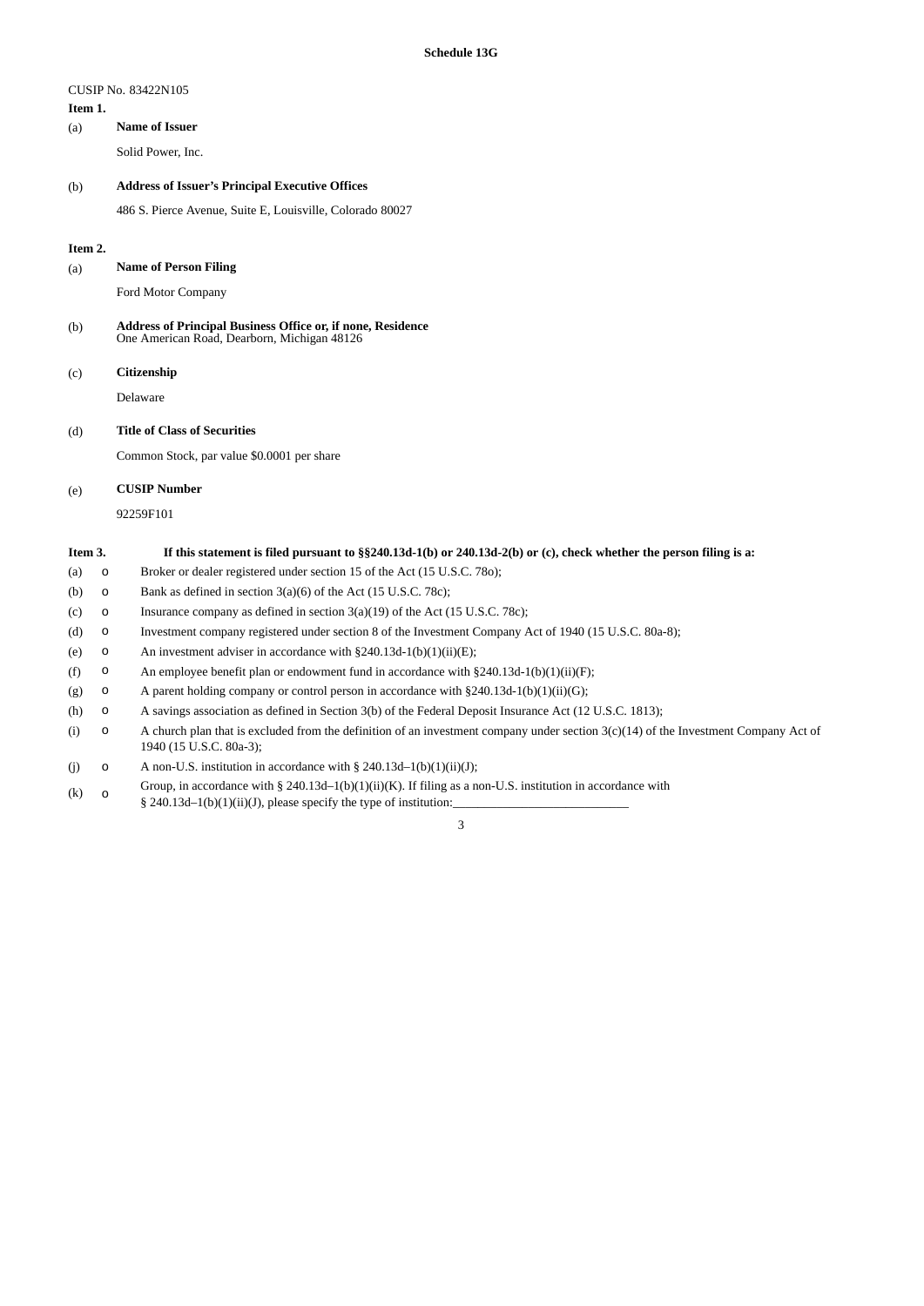**Schedule 13G**

CUSIP No. 83422N105

**Item 1.**

(a) **Name of Issuer**

Solid Power, Inc.

(b) **Address of Issuer's Principal Executive Offices**

486 S. Pierce Avenue, Suite E, Louisville, Colorado 80027

**Item 2.**

(a) **Name of Person Filing**

Ford Motor Company

(b) **Address of Principal Business Office or, if none, Residence**

One American Road, Dearborn, Michigan 48126

(c) **Citizenship**

Delaware

(d) **Title of Class of Securities**

Common Stock, par value $0.0001 per share

(e) **CUSIP Number**

92259F101

**Item 3. If this statement is filed pursuant to §§240.13d-1(b) or 240.13d-2(b) or (c), check whether the person filing is a:**

(a) o Broker or dealer registered under section 15 of the Act (15 U.S.C. 78o);

(b) o Bank as defined in section 3(a)(6) of the Act (15 U.S.C. 78c);

(c) o Insurance company as defined in section 3(a)(19) of the Act (15 U.S.C. 78c);

(d) o Investment company registered under section 8 of the Investment Company Act of 1940 (15 U.S.C. 80a-8);

(e) o An investment adviser in accordance with §240.13d-1(b)(1)(ii)(E);

(f) o An employee benefit plan or endowment fund in accordance with §240.13d-1(b)(1)(ii)(F);

(g) o A parent holding company or control person in accordance with §240.13d-1(b)(1)(ii)(G);

(h) o A savings association as defined in Section 3(b) of the Federal Deposit Insurance Act (12 U.S.C. 1813);

(i) o A church plan that is excluded from the definition of an investment company under section 3(c)(14) of the Investment Company Act of 1940 (15 U.S.C. 80a-3);

(j) o A non-U.S. institution in accordance with § 240.13d–1(b)(1)(ii)(J);

(k) o Group, in accordance with § 240.13d–1(b)(1)(ii)(K). If filing as a non-U.S. institution in accordance with § 240.13d–1(b)(1)(ii)(J), please specify the type of institution:\_\_\_\_\_\_\_\_\_\_\_\_\_\_\_\_\_\_\_\_\_\_\_\_\_\_\_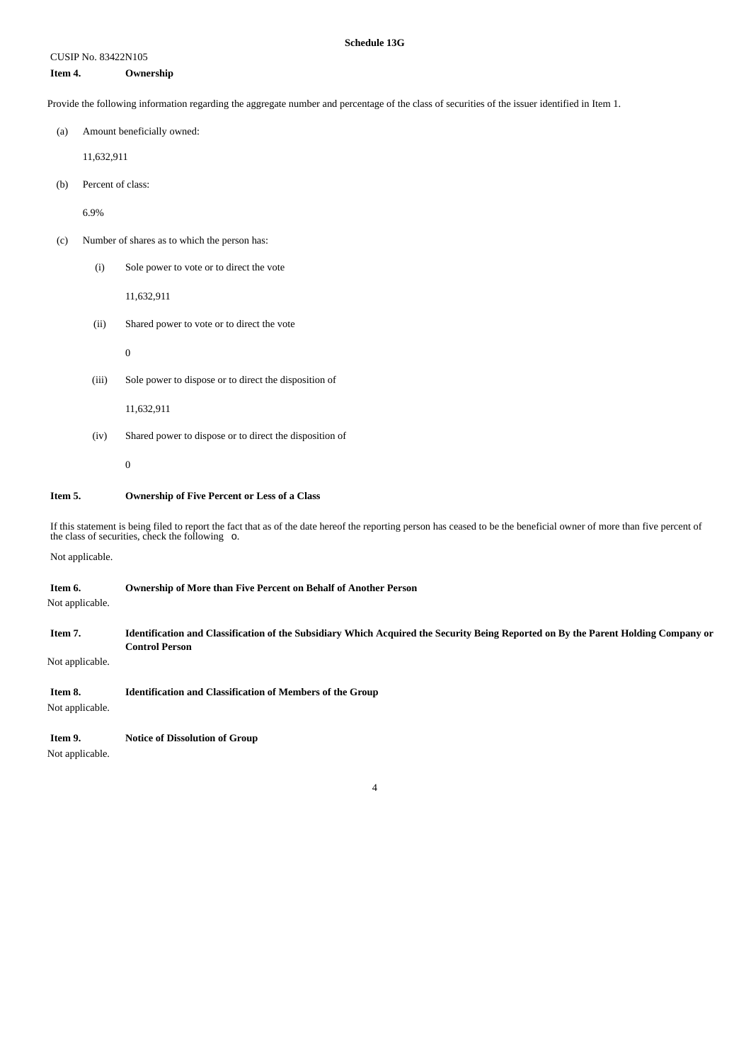CUSIP No. 83422N105

**Item 4. Ownership**

Provide the following information regarding the aggregate number and percentage of the class of securities of the issuer identified in Item 1.

(a) Amount beneficially owned:

11,632,911

(b) Percent of class:

6.9%

(c) Number of shares as to which the person has:

(i) Sole power to vote or to direct the vote

11,632,911

(ii) Shared power to vote or to direct the vote

0

(iii) Sole power to dispose or to direct the disposition of

11,632,911

(iv) Shared power to dispose or to direct the disposition of

0

**Item 5. Ownership of Five Percent or Less of a Class**

If this statement is being filed to report the fact that as of the date hereof the reporting person has ceased to be the beneficial owner of more than five percent of the class of securities, check the following o.

Not applicable.

**Item 6. Ownership of More than Five Percent on Behalf of Another Person**

Not applicable.

**Item 7. Identification and Classification of the Subsidiary Which Acquired the Security Being Reported on By the Parent Holding Company or Control Person**

Not applicable.

**Item 8. Identification and Classification of Members of the Group**

Not applicable.

**Item 9. Notice of Dissolution of Group**

Not applicable.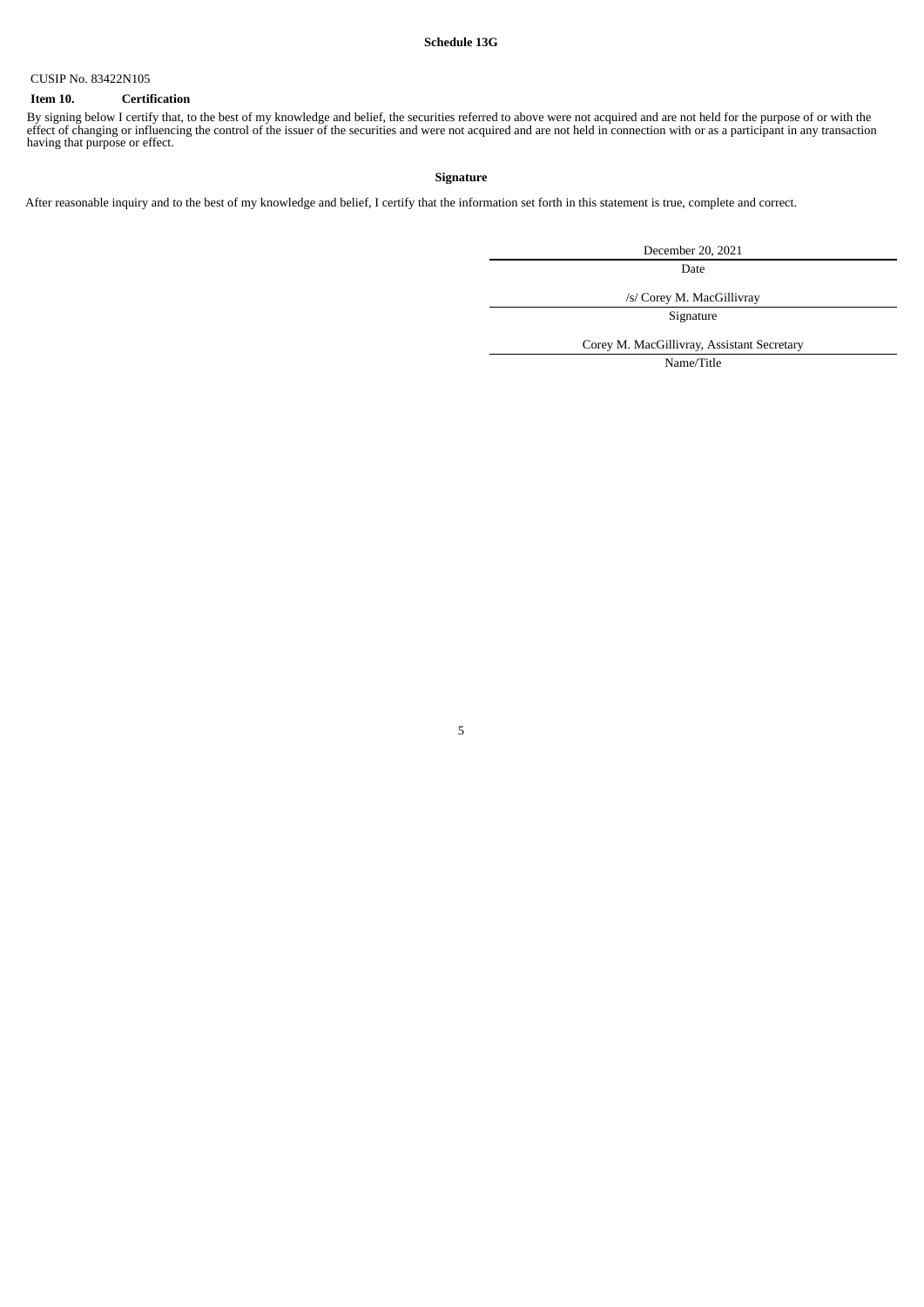**Schedule 13G**

CUSIP No. 83422N105

**Item 10. Certification**

By signing below I certify that, to the best of my knowledge and belief, the securities referred to above were not acquired and are not held for the purpose of or with the effect of changing or influencing the control of the issuer of the securities and were not acquired and are not held in connection with or as a participant in any transaction having that purpose or effect.

**Signature**

After reasonable inquiry and to the best of my knowledge and belief, I certify that the information set forth in this statement is true, complete and correct.

December 20, 2021
Date

/s/ Corey M. MacGillivray
Signature

Corey M. MacGillivray, Assistant Secretary
Name/Title